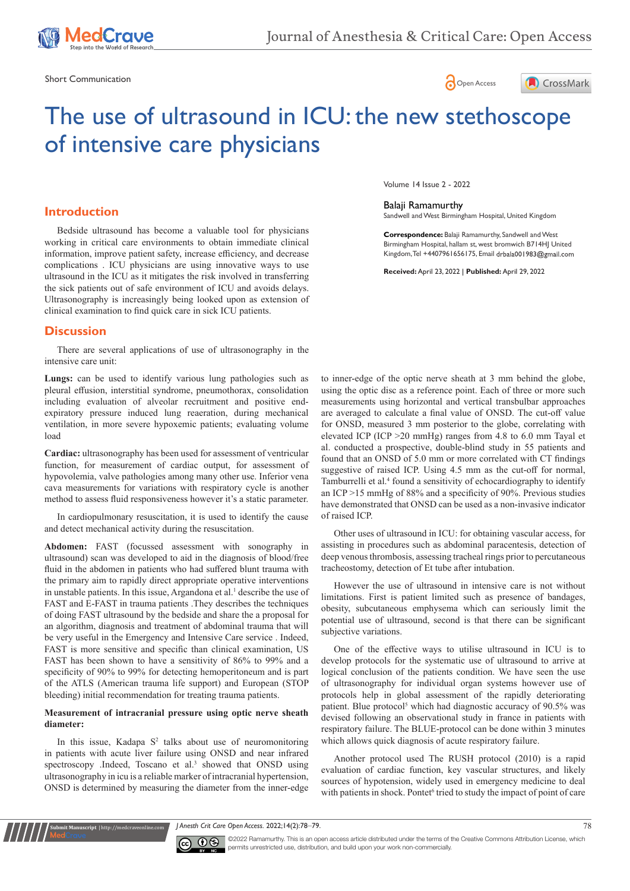Short Communication

# The use of ultrasound in ICU: the new stethoscope of intensive care physicians

Volume 14 Issue 2 - 2022

Balaji Ramamurthy

Sandwell and West Birmingham Hospital, United Kingdom

**Correspondence:** Balaji Ramamurthy, Sandwell and West Birmingham Hospital, hallam st, west bromwich B714HJ United Kingdom, Tel +4407961656175, Email drbala001983@gmail.com

**Received:** April 23, 2022 | **Published:** April 29, 2022

## Introduction

Bedside ultrasound has become a valuable tool for physicians working in critical care environments to obtain immediate clinical information, improve patient safety, increase efficiency, and decrease complications . ICU physicians are using innovative ways to use ultrasound in the ICU as it mitigates the risk involved in transferring the sick patients out of safe environment of ICU and avoids delays. Ultrasonography is increasingly being looked upon as extension of clinical examination to find quick care in sick ICU patients.

## Discussion

There are several applications of use of ultrasonography in the intensive care unit:

**Lungs:** can be used to identify various lung pathologies such as pleural effusion, interstitial syndrome, pneumothorax, consolidation including evaluation of alveolar recruitment and positive end-expiratory pressure induced lung reaeration, during mechanical ventilation, in more severe hypoxemic patients; evaluating volume load

**Cardiac:** ultrasonography has been used for assessment of ventricular function, for measurement of cardiac output, for assessment of hypovolemia, valve pathologies among many other use. Inferior vena cava measurements for variations with respiratory cycle is another method to assess fluid responsiveness however it's a static parameter.

In cardiopulmonary resuscitation, it is used to identify the cause and detect mechanical activity during the resuscitation.

**Abdomen:** FAST (focussed assessment with sonography in ultrasound) scan was developed to aid in the diagnosis of blood/free fluid in the abdomen in patients who had suffered blunt trauma with the primary aim to rapidly direct appropriate operative interventions in unstable patients. In this issue, Argandona et al.[1] describe the use of FAST and E-FAST in trauma patients .They describes the techniques of doing FAST ultrasound by the bedside and share the a proposal for an algorithm, diagnosis and treatment of abdominal trauma that will be very useful in the Emergency and Intensive Care service . Indeed, FAST is more sensitive and specific than clinical examination, US FAST has been shown to have a sensitivity of 86% to 99% and a specificity of 90% to 99% for detecting hemoperitoneum and is part of the ATLS (American trauma life support) and European (STOP bleeding) initial recommendation for treating trauma patients.

**Measurement of intracranial pressure using optic nerve sheath diameter:**

In this issue, Kadapa S[2] talks about use of neuromonitoring in patients with acute liver failure using ONSD and near infrared spectroscopy .Indeed, Toscano et al.[3] showed that ONSD using ultrasonography in icu is a reliable marker of intracranial hypertension, ONSD is determined by measuring the diameter from the inner-edge to inner-edge of the optic nerve sheath at 3 mm behind the globe, using the optic disc as a reference point. Each of three or more such measurements using horizontal and vertical transbulbar approaches are averaged to calculate a final value of ONSD. The cut-off value for ONSD, measured 3 mm posterior to the globe, correlating with elevated ICP (ICP >20 mmHg) ranges from 4.8 to 6.0 mm Tayal et al. conducted a prospective, double-blind study in 55 patients and found that an ONSD of 5.0 mm or more correlated with CT findings suggestive of raised ICP. Using 4.5 mm as the cut-off for normal, Tamburrelli et al.[4] found a sensitivity of echocardiography to identify an ICP >15 mmHg of 88% and a specificity of 90%. Previous studies have demonstrated that ONSD can be used as a non-invasive indicator of raised ICP.

Other uses of ultrasound in ICU: for obtaining vascular access, for assisting in procedures such as abdominal paracentesis, detection of deep venous thrombosis, assessing tracheal rings prior to percutaneous tracheostomy, detection of Et tube after intubation.

However the use of ultrasound in intensive care is not without limitations. First is patient limited such as presence of bandages, obesity, subcutaneous emphysema which can seriously limit the potential use of ultrasound, second is that there can be significant subjective variations.

One of the effective ways to utilise ultrasound in ICU is to develop protocols for the systematic use of ultrasound to arrive at logical conclusion of the patients condition. We have seen the use of ultrasonography for individual organ systems however use of protocols help in global assessment of the rapidly deteriorating patient. Blue protocol[5] which had diagnostic accuracy of 90.5% was devised following an observational study in france in patients with respiratory failure. The BLUE-protocol can be done within 3 minutes which allows quick diagnosis of acute respiratory failure.

Another protocol used The RUSH protocol (2010) is a rapid evaluation of cardiac function, key vascular structures, and likely sources of hypotension, widely used in emergency medicine to deal with patients in shock. Pontet[6] tried to study the impact of point of care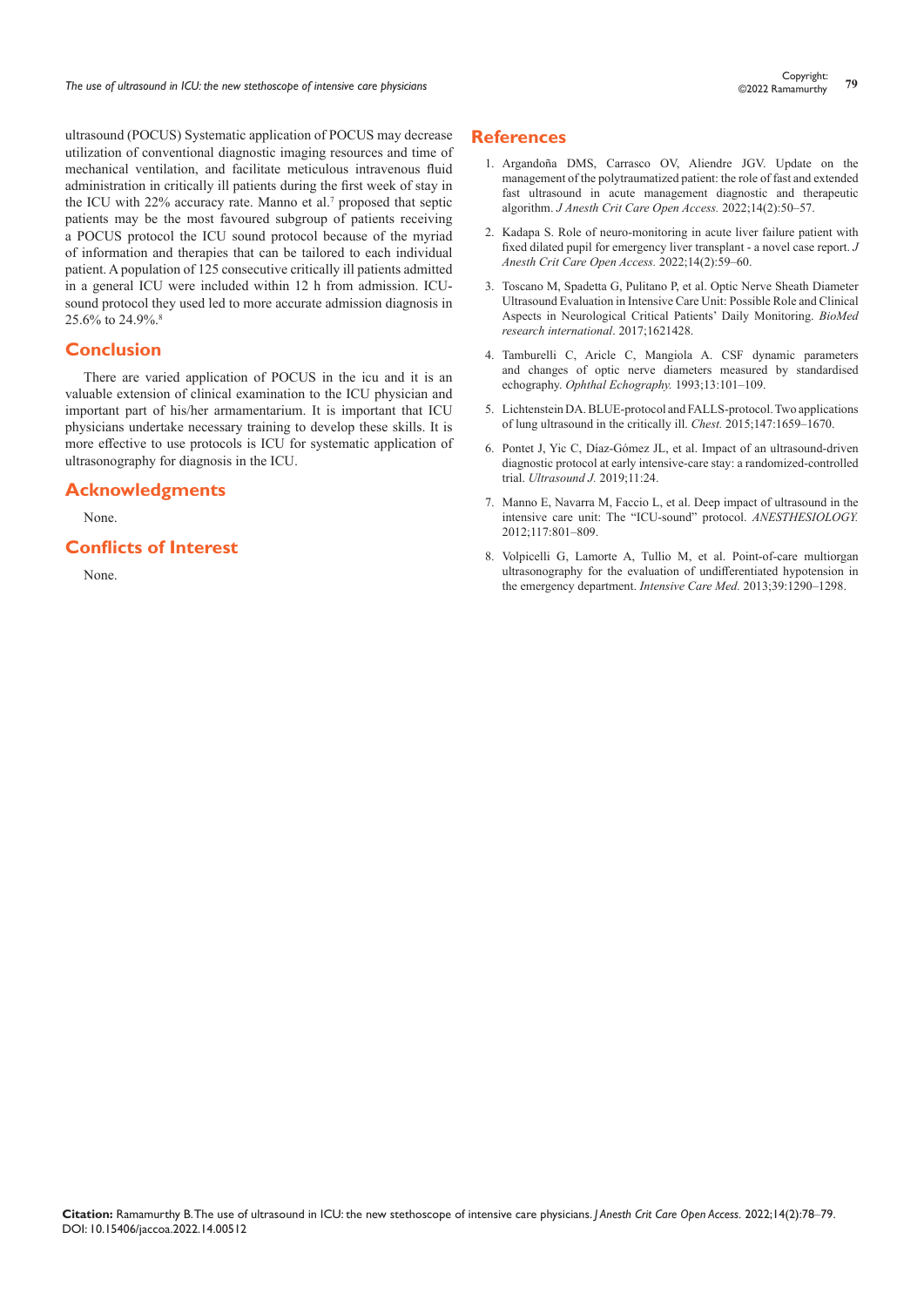ultrasound (POCUS) Systematic application of POCUS may decrease utilization of conventional diagnostic imaging resources and time of mechanical ventilation, and facilitate meticulous intravenous fluid administration in critically ill patients during the first week of stay in the ICU with 22% accuracy rate. Manno et al.[7] proposed that septic patients may be the most favoured subgroup of patients receiving a POCUS protocol the ICU sound protocol because of the myriad of information and therapies that can be tailored to each individual patient. A population of 125 consecutive critically ill patients admitted in a general ICU were included within 12 h from admission. ICU-sound protocol they used led to more accurate admission diagnosis in 25.6% to 24.9%.[8]

## Conclusion

There are varied application of POCUS in the icu and it is an valuable extension of clinical examination to the ICU physician and important part of his/her armamentarium. It is important that ICU physicians undertake necessary training to develop these skills. It is more effective to use protocols is ICU for systematic application of ultrasonography for diagnosis in the ICU.

## Acknowledgments

None.

## Conflicts of Interest

None.

## References

1. Argandoña DMS, Carrasco OV, Aliendre JGV. Update on the management of the polytraumatized patient: the role of fast and extended fast ultrasound in acute management diagnostic and therapeutic algorithm. *J Anesth Crit Care Open Access.* 2022;14(2):50–57.
2. Kadapa S. Role of neuro-monitoring in acute liver failure patient with fixed dilated pupil for emergency liver transplant - a novel case report. *J Anesth Crit Care Open Access.* 2022;14(2):59–60.
3. Toscano M, Spadetta G, Pulitano P, et al. Optic Nerve Sheath Diameter Ultrasound Evaluation in Intensive Care Unit: Possible Role and Clinical Aspects in Neurological Critical Patients' Daily Monitoring. *BioMed research international*. 2017;1621428.
4. Tamburelli C, Aricle C, Mangiola A. CSF dynamic parameters and changes of optic nerve diameters measured by standardised echography. *Ophthal Echography.* 1993;13:101–109.
5. Lichtenstein DA. BLUE-protocol and FALLS-protocol. Two applications of lung ultrasound in the critically ill. *Chest.* 2015;147:1659–1670.
6. Pontet J, Yic C, Díaz-Gómez JL, et al. Impact of an ultrasound-driven diagnostic protocol at early intensive-care stay: a randomized-controlled trial. *Ultrasound J.* 2019;11:24.
7. Manno E, Navarra M, Faccio L, et al. Deep impact of ultrasound in the intensive care unit: The "ICU-sound" protocol. *ANESTHESIOLOGY.* 2012;117:801–809.
8. Volpicelli G, Lamorte A, Tullio M, et al. Point-of-care multiorgan ultrasonography for the evaluation of undifferentiated hypotension in the emergency department. *Intensive Care Med.* 2013;39:1290–1298.